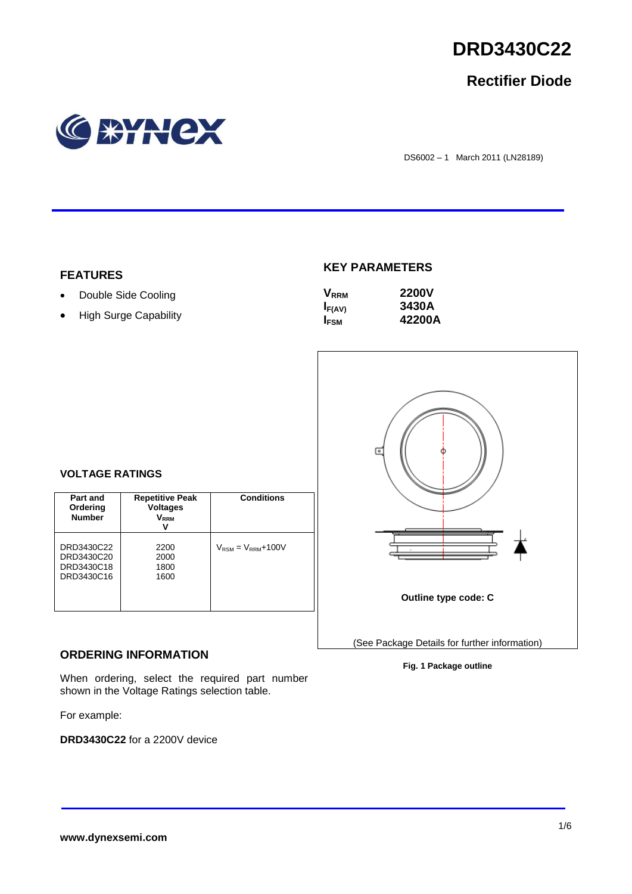# DRD3430C22

## Rectifier Diode

DS6002 – 1 March 2011 (LN28189)

## FEATURES

- Double Side Cooling
- High Surge Capability

## KEY PARAMETERS

| | |
|---|---|
| $V_{RRM}$ | **2200V** |
| $I_{F(AV)}$ | **3430A** |
| $I_{FSM}$ | **42200A** |

## VOLTAGE RATINGS

| Part and Ordering Number | Repetitive Peak Voltages $V_{RRM}$ V | Conditions |
|---|---|---|
| DRD3430C22<br>DRD3430C20<br>DRD3430C18<br>DRD3430C16 | 2200<br>2000<br>1800<br>1600 | $V_{RSM} = V_{RRM}+100V$ |

Outline type code: C

(See Package Details for further information)

**Fig. 1 Package outline**

## ORDERING INFORMATION

When ordering, select the required part number shown in the Voltage Ratings selection table.

For example:

**DRD3430C22** for a 2200V device

www.dynexsemi.com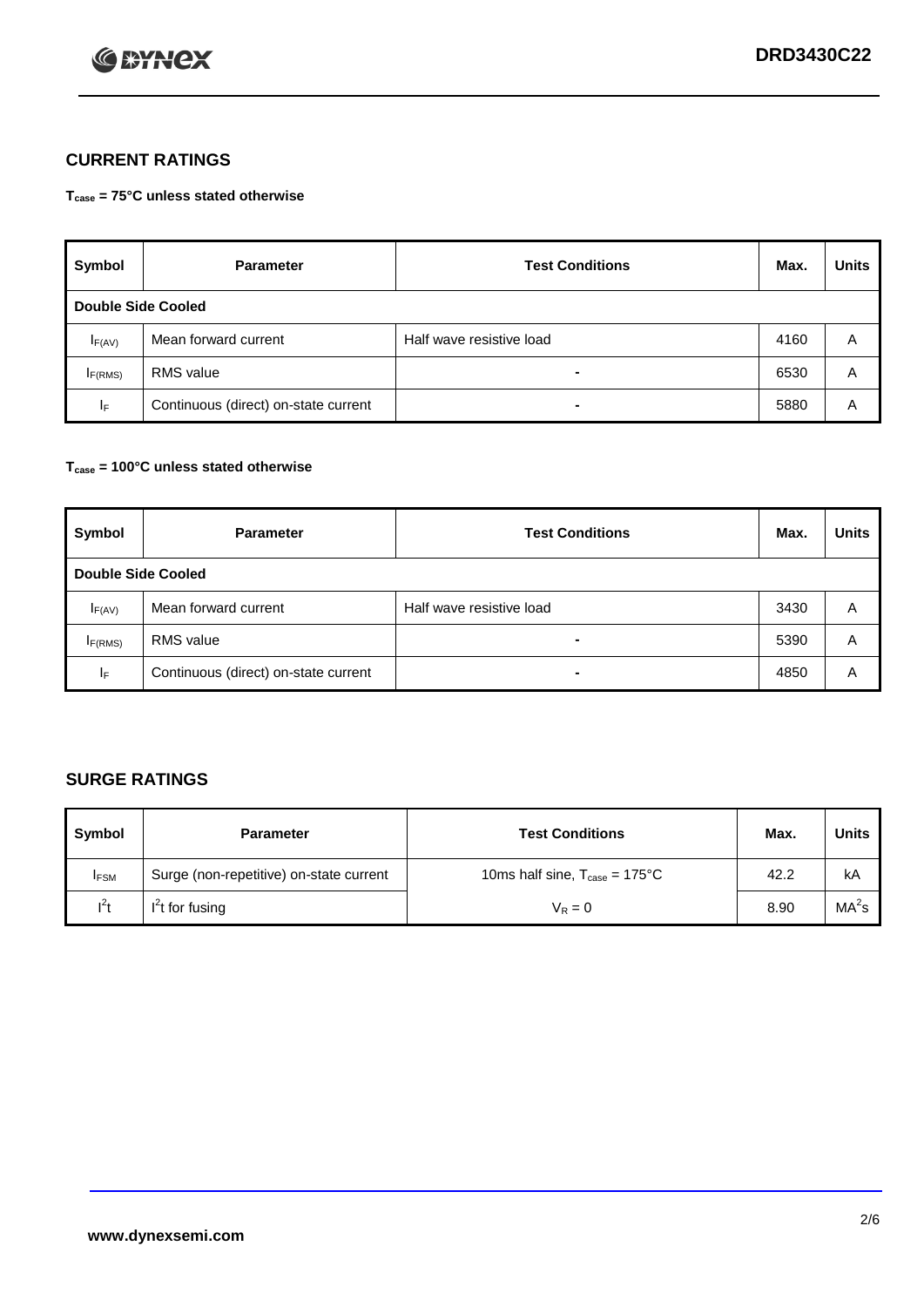## CURRENT RATINGS

**$T_{case}$ = 75°C unless stated otherwise**

| Symbol | Parameter | Test Conditions | Max. | Units |
|---|---|---|---|---|
| **Double Side Cooled** | | | | |
| $I_{F(AV)}$ | Mean forward current | Half wave resistive load | 4160 | A |
| $I_{F(RMS)}$ | RMS value | - | 6530 | A |
| $I_F$ | Continuous (direct) on-state current | - | 5880 | A |

**$T_{case}$ = 100°C unless stated otherwise**

| Symbol | Parameter | Test Conditions | Max. | Units |
|---|---|---|---|---|
| **Double Side Cooled** | | | | |
| $I_{F(AV)}$ | Mean forward current | Half wave resistive load | 3430 | A |
| $I_{F(RMS)}$ | RMS value | - | 5390 | A |
| $I_F$ | Continuous (direct) on-state current | - | 4850 | A |

## SURGE RATINGS

| Symbol | Parameter | Test Conditions | Max. | Units |
|---|---|---|---|---|
| $I_{FSM}$ | Surge (non-repetitive) on-state current | 10ms half sine, $T_{case}$ = 175°C | 42.2 | kA |
| $I^2t$ | $I^2t$ for fusing | $V_R = 0$ | 8.90 | $MA^2s$ |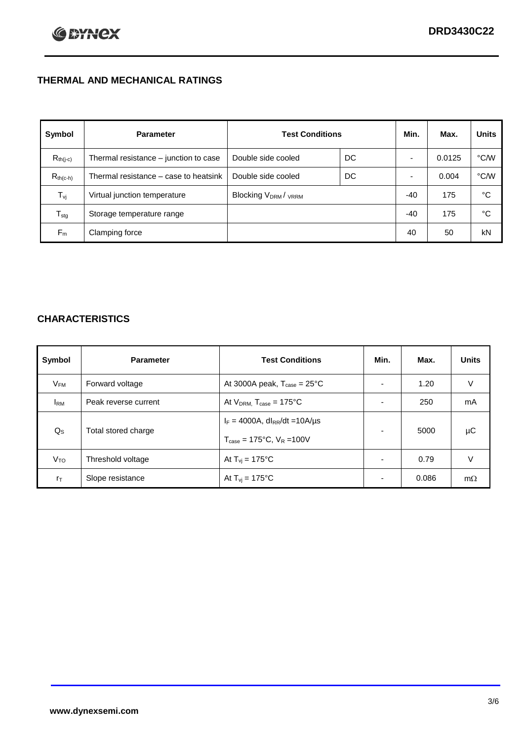## THERMAL AND MECHANICAL RATINGS

| Symbol | Parameter | Test Conditions | | Min. | Max. | Units |
|---|---|---|---|---|---|---|
| $R_{th(j-c)}$ | Thermal resistance – junction to case | Double side cooled | DC | - | 0.0125 | °C/W |
| $R_{th(c-h)}$ | Thermal resistance – case to heatsink | Double side cooled | DC | - | 0.004 | °C/W |
| $T_{vj}$ | Virtual junction temperature | Blocking $V_{DRM}$ / $V_{RRM}$ | | -40 | 175 | °C |
| $T_{stg}$ | Storage temperature range | | | -40 | 175 | °C |
| $F_m$ | Clamping force | | | 40 | 50 | kN |

## CHARACTERISTICS

| Symbol | Parameter | Test Conditions | Min. | Max. | Units |
|---|---|---|---|---|---|
| $V_{FM}$ | Forward voltage | At 3000A peak, $T_{case}$ = 25°C | - | 1.20 | V |
| $I_{RM}$ | Peak reverse current | At $V_{DRM}$, $T_{case}$ = 175°C | - | 250 | mA |
| $Q_S$ | Total stored charge | $I_F$ = 4000A, $dI_{RR}/dt$ =10A/µs<br>$T_{case}$ = 175°C, $V_R$ =100V | - | 5000 | µC |
| $V_{TO}$ | Threshold voltage | At $T_{vj}$ = 175°C | - | 0.79 | V |
| $r_T$ | Slope resistance | At $T_{vj}$ = 175°C | - | 0.086 | mΩ |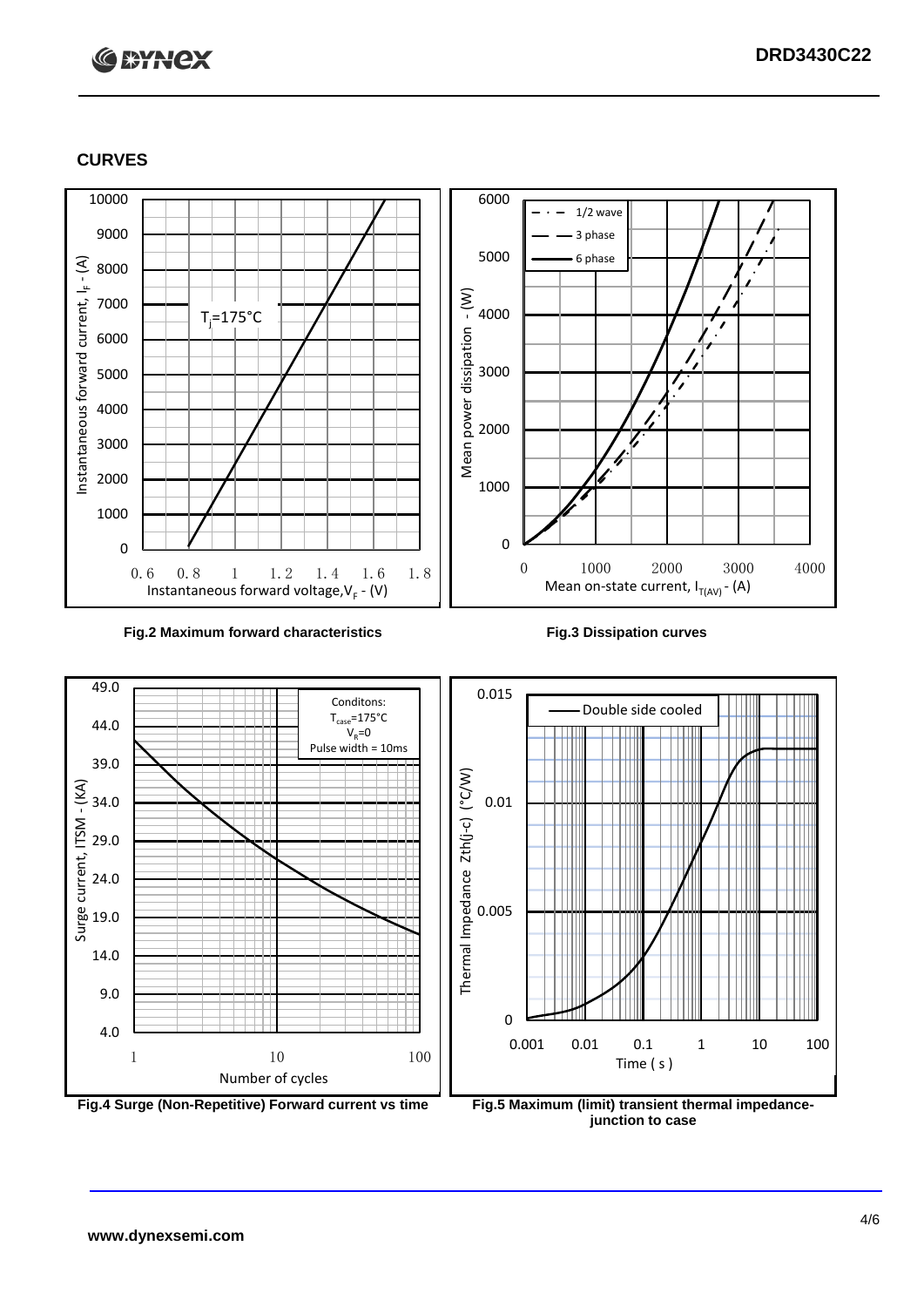## CURVES

Fig.2 Maximum forward characteristics

Fig.3 Dissipation curves

Fig.4 Surge (Non-Repetitive) Forward current vs time

Fig.5 Maximum (limit) transient thermal impedance-junction to case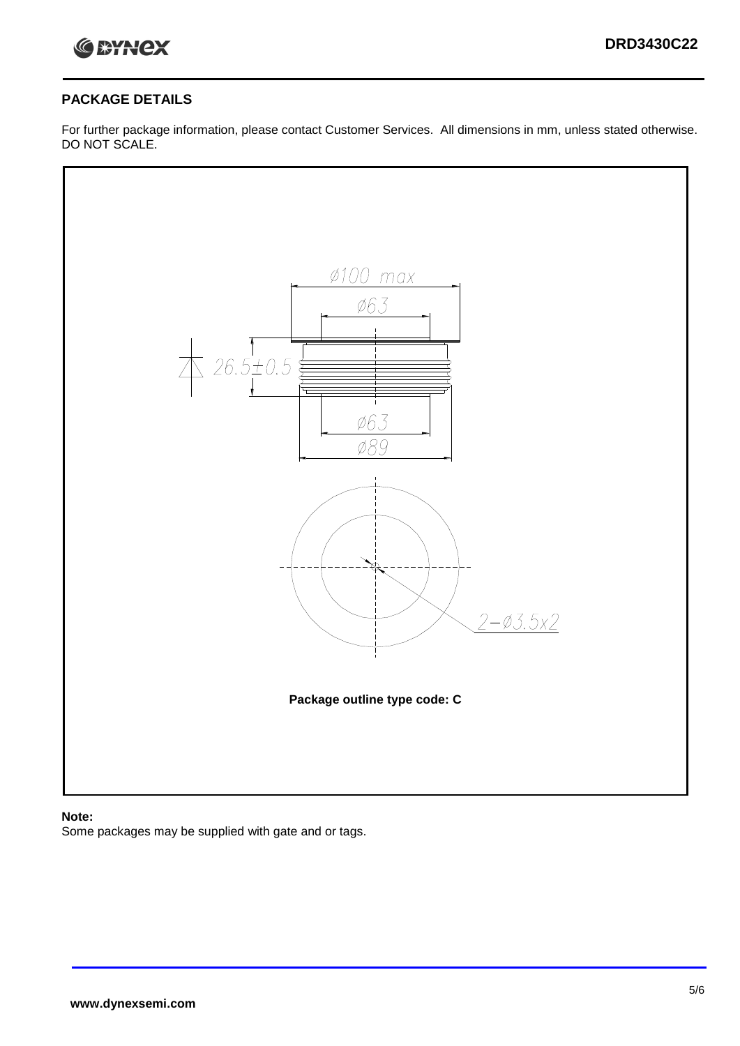## PACKAGE DETAILS

For further package information, please contact Customer Services. All dimensions in mm, unless stated otherwise. DO NOT SCALE.

Ø100 max

Ø63

26.5±0.5

Ø63

Ø89

2−Ø3.5x2

**Package outline type code: C**

**Note:**

Some packages may be supplied with gate and or tags.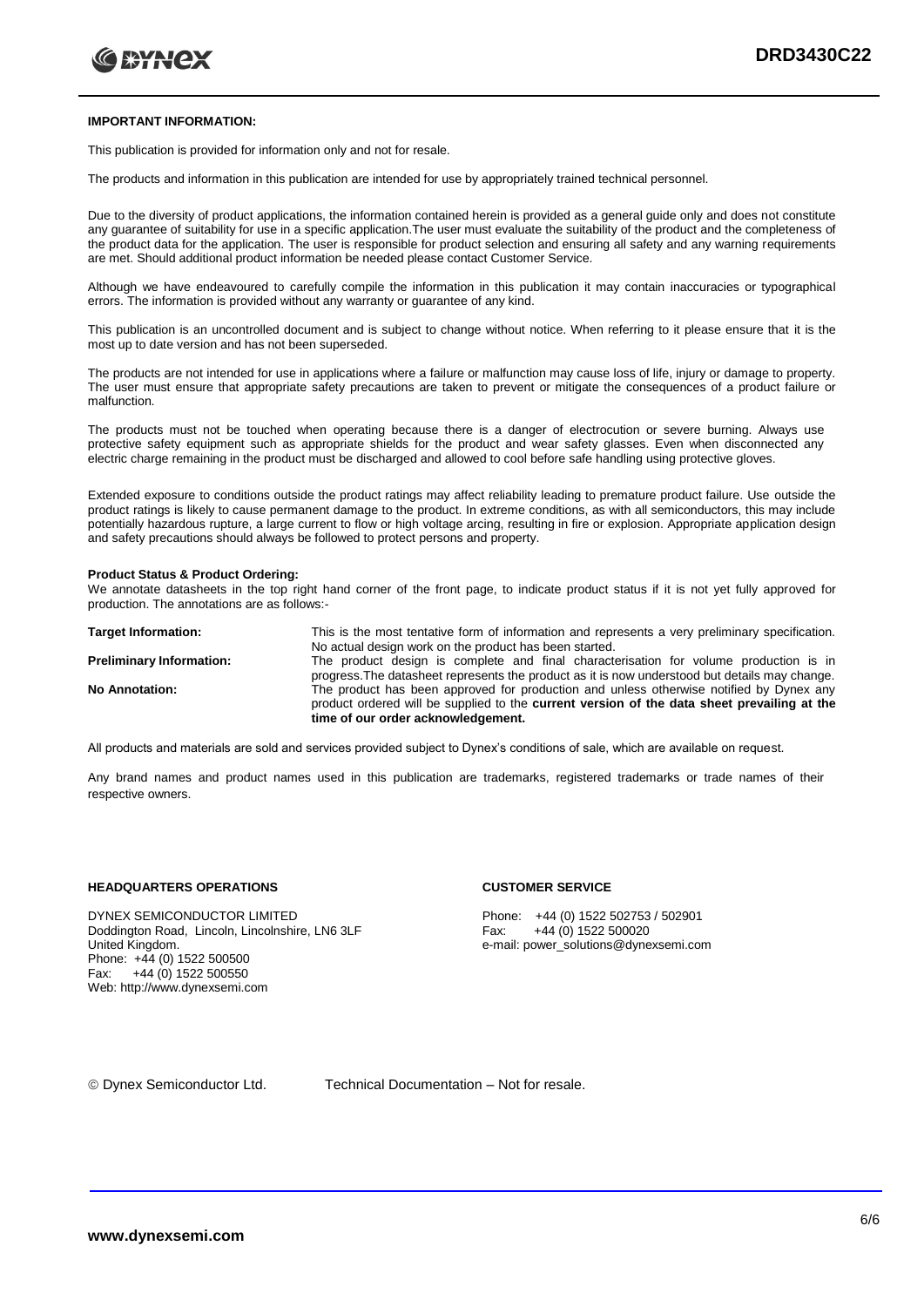**IMPORTANT INFORMATION:**

This publication is provided for information only and not for resale.

The products and information in this publication are intended for use by appropriately trained technical personnel.

Due to the diversity of product applications, the information contained herein is provided as a general guide only and does not constitute any guarantee of suitability for use in a specific application.The user must evaluate the suitability of the product and the completeness of the product data for the application. The user is responsible for product selection and ensuring all safety and any warning requirements are met. Should additional product information be needed please contact Customer Service.

Although we have endeavoured to carefully compile the information in this publication it may contain inaccuracies or typographical errors. The information is provided without any warranty or guarantee of any kind.

This publication is an uncontrolled document and is subject to change without notice. When referring to it please ensure that it is the most up to date version and has not been superseded.

The products are not intended for use in applications where a failure or malfunction may cause loss of life, injury or damage to property. The user must ensure that appropriate safety precautions are taken to prevent or mitigate the consequences of a product failure or malfunction.

The products must not be touched when operating because there is a danger of electrocution or severe burning. Always use protective safety equipment such as appropriate shields for the product and wear safety glasses. Even when disconnected any electric charge remaining in the product must be discharged and allowed to cool before safe handling using protective gloves.

Extended exposure to conditions outside the product ratings may affect reliability leading to premature product failure. Use outside the product ratings is likely to cause permanent damage to the product. In extreme conditions, as with all semiconductors, this may include potentially hazardous rupture, a large current to flow or high voltage arcing, resulting in fire or explosion. Appropriate application design and safety precautions should always be followed to protect persons and property.

**Product Status & Product Ordering:**

We annotate datasheets in the top right hand corner of the front page, to indicate product status if it is not yet fully approved for production. The annotations are as follows:-

| | |
|---|---|
| **Target Information:** | This is the most tentative form of information and represents a very preliminary specification. No actual design work on the product has been started. |
| **Preliminary Information:** | The product design is complete and final characterisation for volume production is in progress.The datasheet represents the product as it is now understood but details may change. |
| **No Annotation:** | The product has been approved for production and unless otherwise notified by Dynex any product ordered will be supplied to the **current version of the data sheet prevailing at the time of our order acknowledgement.** |

All products and materials are sold and services provided subject to Dynex's conditions of sale, which are available on request.

Any brand names and product names used in this publication are trademarks, registered trademarks or trade names of their respective owners.

**HEADQUARTERS OPERATIONS**

DYNEX SEMICONDUCTOR LIMITED
Doddington Road, Lincoln, Lincolnshire, LN6 3LF
United Kingdom.
Phone: +44 (0) 1522 500500
Fax: +44 (0) 1522 500550
Web: http://www.dynexsemi.com

**CUSTOMER SERVICE**

Phone: +44 (0) 1522 502753 / 502901
Fax: +44 (0) 1522 500020
e-mail: power_solutions@dynexsemi.com

© Dynex Semiconductor Ltd. Technical Documentation – Not for resale.